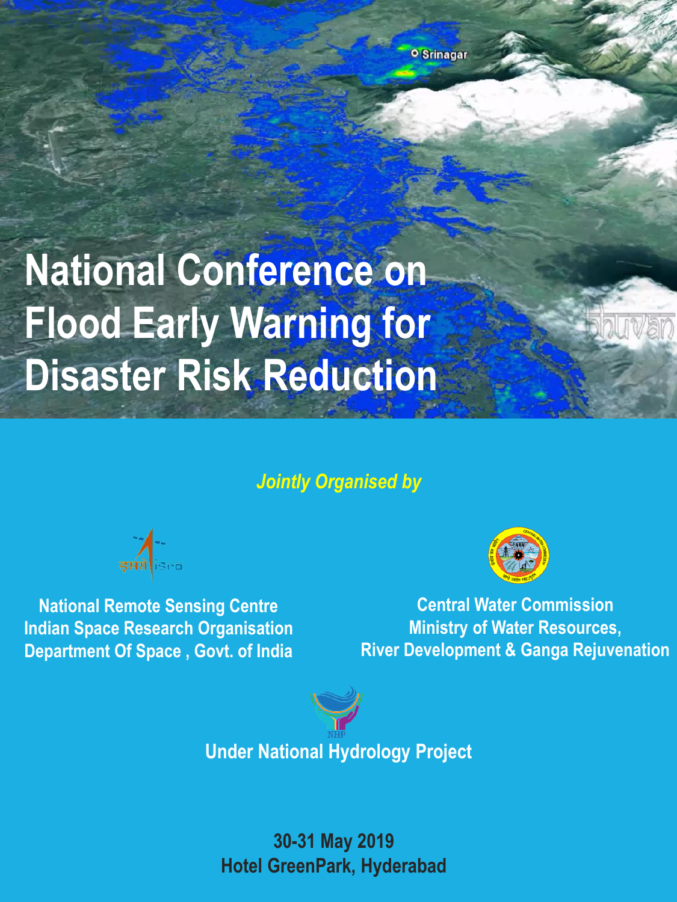# National Conference on Flood Early Warning for Disaster Risk Reduction

*Jointly Organised by*

National Remote Sensing Centre
Indian Space Research Organisation
Department Of Space , Govt. of India

Central Water Commission
Ministry of Water Resources,
River Development & Ganga Rejuvenation

Under National Hydrology Project

**30-31 May 2019**
**Hotel GreenPark, Hyderabad**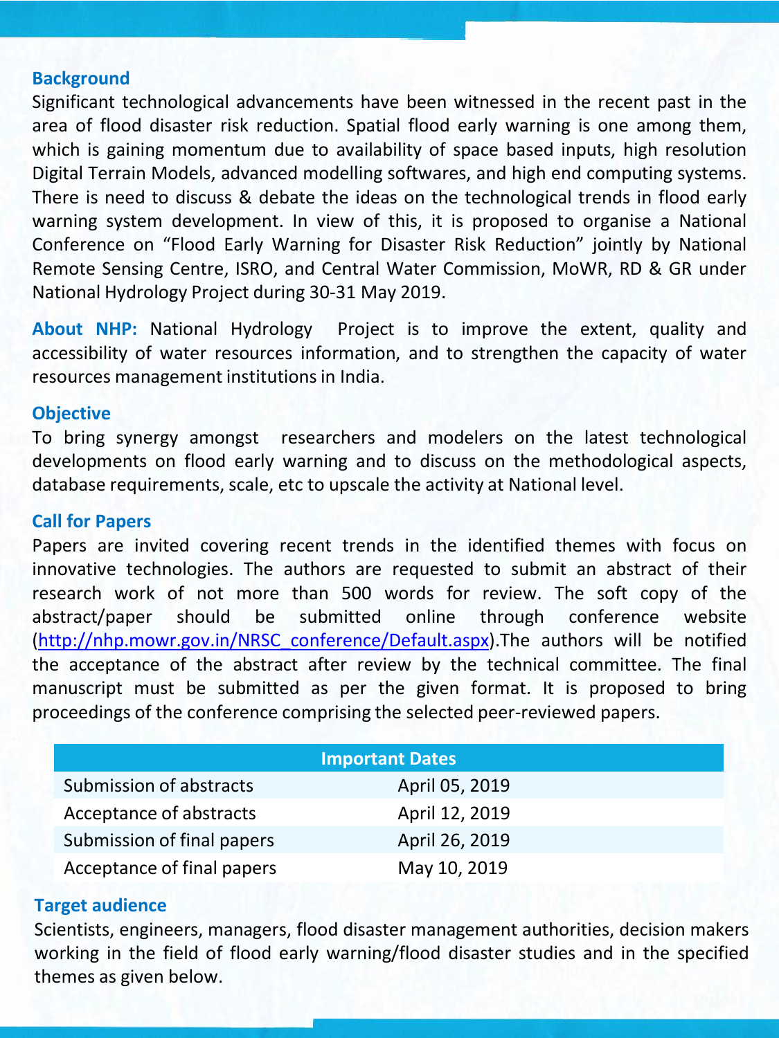## Background

Significant technological advancements have been witnessed in the recent past in the area of flood disaster risk reduction. Spatial flood early warning is one among them, which is gaining momentum due to availability of space based inputs, high resolution Digital Terrain Models, advanced modelling softwares, and high end computing systems. There is need to discuss & debate the ideas on the technological trends in flood early warning system development. In view of this, it is proposed to organise a National Conference on "Flood Early Warning for Disaster Risk Reduction" jointly by National Remote Sensing Centre, ISRO, and Central Water Commission, MoWR, RD & GR under National Hydrology Project during 30-31 May 2019.

**About NHP:** National Hydrology Project is to improve the extent, quality and accessibility of water resources information, and to strengthen the capacity of water resources management institutions in India.

## Objective

To bring synergy amongst researchers and modelers on the latest technological developments on flood early warning and to discuss on the methodological aspects, database requirements, scale, etc to upscale the activity at National level.

## Call for Papers

Papers are invited covering recent trends in the identified themes with focus on innovative technologies. The authors are requested to submit an abstract of their research work of not more than 500 words for review. The soft copy of the abstract/paper should be submitted online through conference website (http://nhp.mowr.gov.in/NRSC_conference/Default.aspx).The authors will be notified the acceptance of the abstract after review by the technical committee. The final manuscript must be submitted as per the given format. It is proposed to bring proceedings of the conference comprising the selected peer-reviewed papers.

| Important Dates | |
|---|---|
| Submission of abstracts | April 05, 2019 |
| Acceptance of abstracts | April 12, 2019 |
| Submission of final papers | April 26, 2019 |
| Acceptance of final papers | May 10, 2019 |

## Target audience

Scientists, engineers, managers, flood disaster management authorities, decision makers working in the field of flood early warning/flood disaster studies and in the specified themes as given below.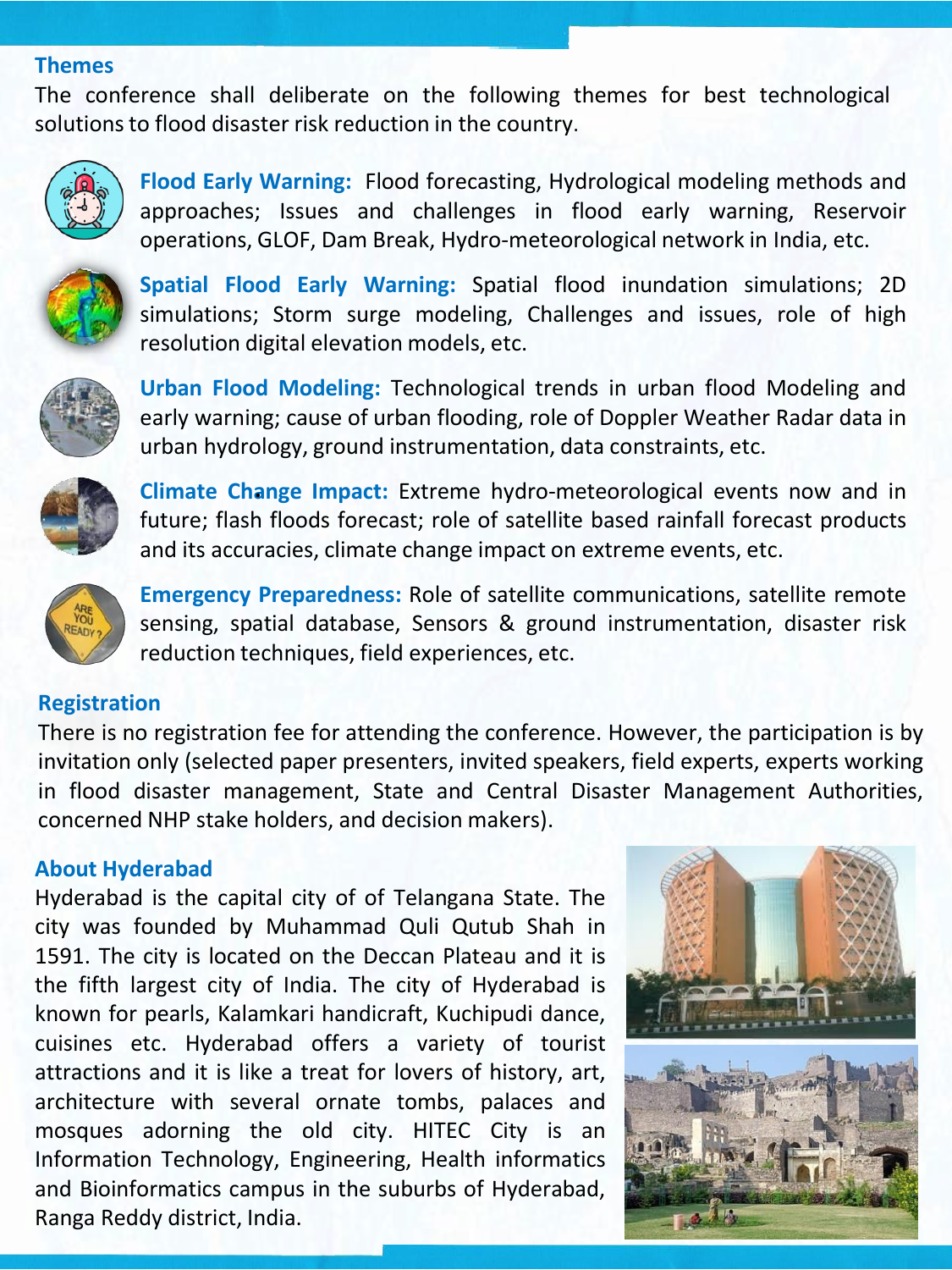## Themes

The conference shall deliberate on the following themes for best technological solutions to flood disaster risk reduction in the country.

**Flood Early Warning:** Flood forecasting, Hydrological modeling methods and approaches; Issues and challenges in flood early warning, Reservoir operations, GLOF, Dam Break, Hydro-meteorological network in India, etc.

**Spatial Flood Early Warning:** Spatial flood inundation simulations; 2D simulations; Storm surge modeling, Challenges and issues, role of high resolution digital elevation models, etc.

**Urban Flood Modeling:** Technological trends in urban flood Modeling and early warning; cause of urban flooding, role of Doppler Weather Radar data in urban hydrology, ground instrumentation, data constraints, etc.

**Climate Change Impact:** Extreme hydro-meteorological events now and in future; flash floods forecast; role of satellite based rainfall forecast products and its accuracies, climate change impact on extreme events, etc.

**Emergency Preparedness:** Role of satellite communications, satellite remote sensing, spatial database, Sensors & ground instrumentation, disaster risk reduction techniques, field experiences, etc.

## Registration

There is no registration fee for attending the conference. However, the participation is by invitation only (selected paper presenters, invited speakers, field experts, experts working in flood disaster management, State and Central Disaster Management Authorities, concerned NHP stake holders, and decision makers).

## About Hyderabad

Hyderabad is the capital city of of Telangana State. The city was founded by Muhammad Quli Qutub Shah in 1591. The city is located on the Deccan Plateau and it is the fifth largest city of India. The city of Hyderabad is known for pearls, Kalamkari handicraft, Kuchipudi dance, cuisines etc. Hyderabad offers a variety of tourist attractions and it is like a treat for lovers of history, art, architecture with several ornate tombs, palaces and mosques adorning the old city. HITEC City is an Information Technology, Engineering, Health informatics and Bioinformatics campus in the suburbs of Hyderabad, Ranga Reddy district, India.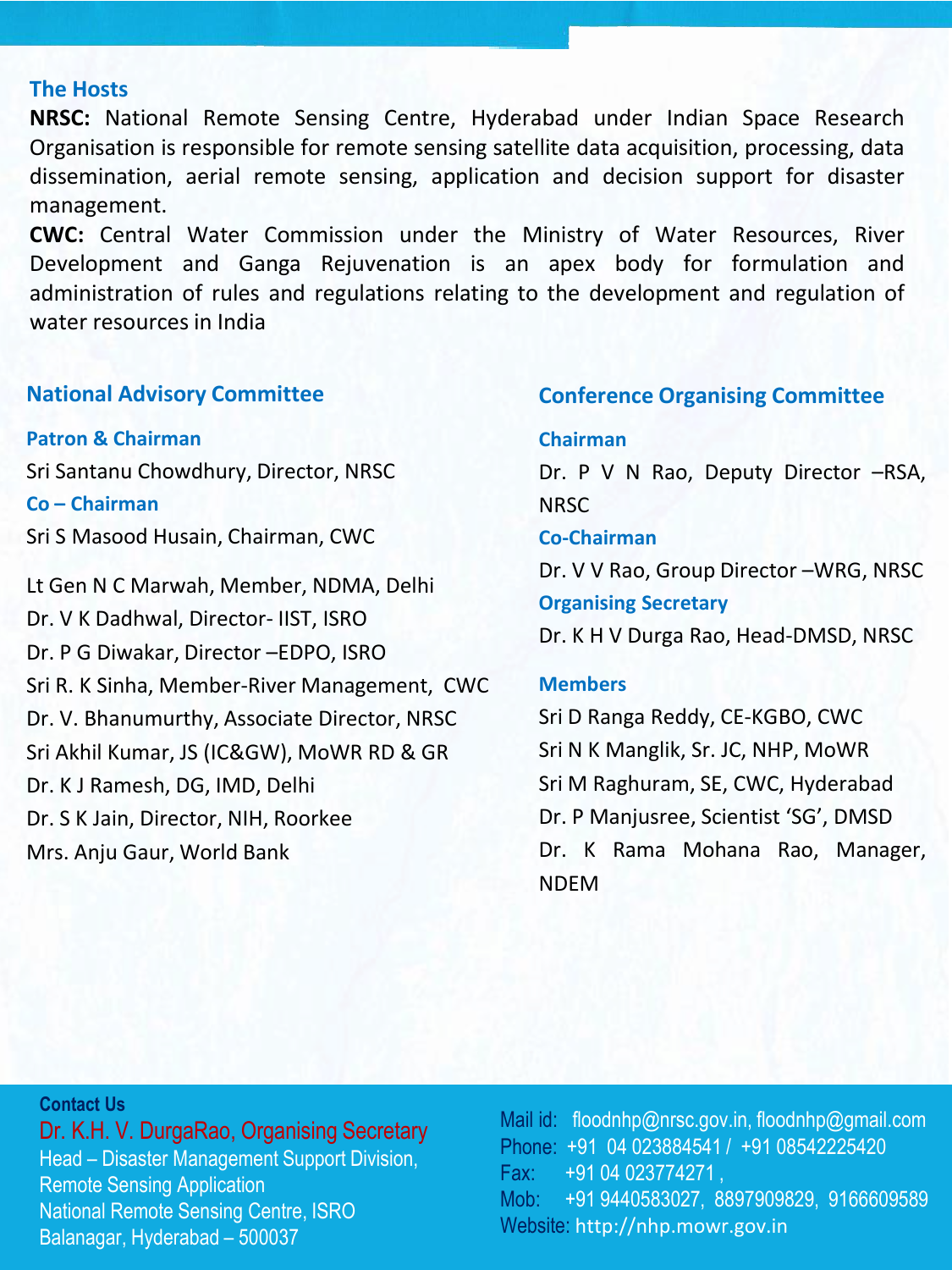## The Hosts

**NRSC:** National Remote Sensing Centre, Hyderabad under Indian Space Research Organisation is responsible for remote sensing satellite data acquisition, processing, data dissemination, aerial remote sensing, application and decision support for disaster management.

**CWC:** Central Water Commission under the Ministry of Water Resources, River Development and Ganga Rejuvenation is an apex body for formulation and administration of rules and regulations relating to the development and regulation of water resources in India

## National Advisory Committee

### Patron & Chairman

Sri Santanu Chowdhury, Director, NRSC

### Co – Chairman

Sri S Masood Husain, Chairman, CWC

Lt Gen N C Marwah, Member, NDMA, Delhi
Dr. V K Dadhwal, Director- IIST, ISRO
Dr. P G Diwakar, Director –EDPO, ISRO
Sri R. K Sinha, Member-River Management, CWC
Dr. V. Bhanumurthy, Associate Director, NRSC
Sri Akhil Kumar, JS (IC&GW), MoWR RD & GR
Dr. K J Ramesh, DG, IMD, Delhi
Dr. S K Jain, Director, NIH, Roorkee
Mrs. Anju Gaur, World Bank

## Conference Organising Committee

### Chairman

Dr. P V N Rao, Deputy Director –RSA, NRSC

### Co-Chairman

Dr. V V Rao, Group Director –WRG, NRSC

### Organising Secretary

Dr. K H V Durga Rao, Head-DMSD, NRSC

### Members

Sri D Ranga Reddy, CE-KGBO, CWC
Sri N K Manglik, Sr. JC, NHP, MoWR
Sri M Raghuram, SE, CWC, Hyderabad
Dr. P Manjusree, Scientist 'SG', DMSD
Dr. K Rama Mohana Rao, Manager, NDEM

## Contact Us

Dr. K.H. V. DurgaRao, Organising Secretary
Head – Disaster Management Support Division,
Remote Sensing Application
National Remote Sensing Centre, ISRO
Balanagar, Hyderabad – 500037

Mail id: floodnhp@nrsc.gov.in, floodnhp@gmail.com
Phone: +91 04 023884541 / +91 08542225420
Fax: +91 04 023774271 ,
Mob: +91 9440583027, 8897909829, 9166609589
Website: http://nhp.mowr.gov.in